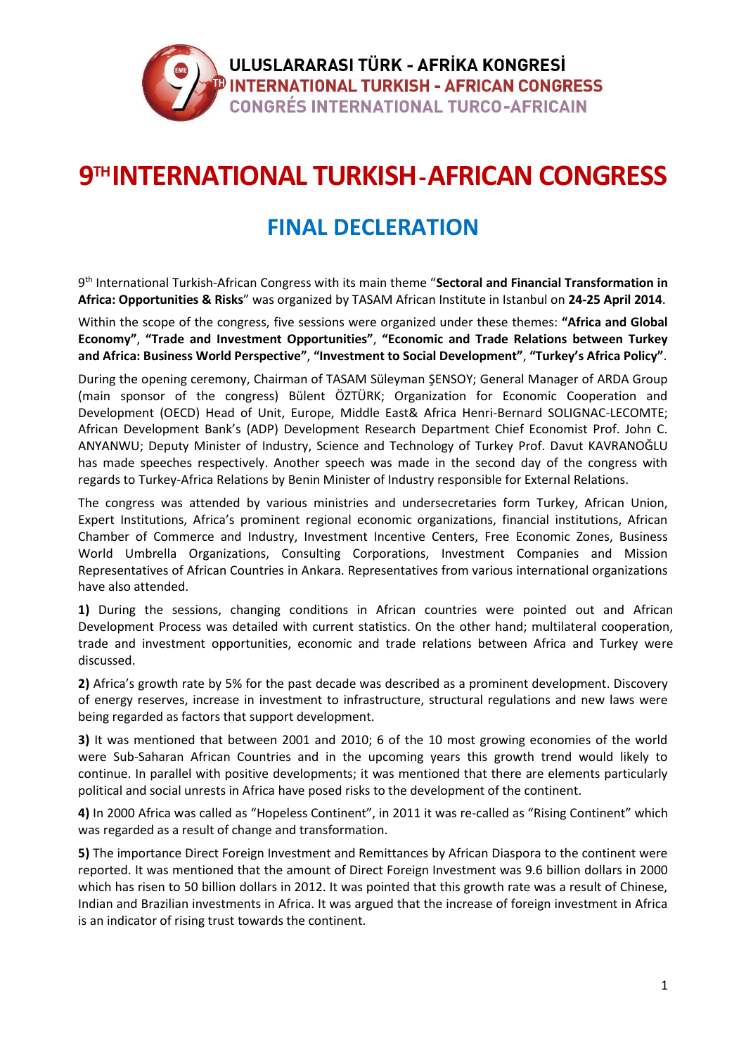ULUSLARARASI TÜRK - AFRİKA KONGRESİ
INTERNATIONAL TURKISH - AFRICAN CONGRESS
CONGRÉS INTERNATIONAL TURCO-AFRICAIN

# 9TH INTERNATIONAL TURKISH-AFRICAN CONGRESS

## FINAL DECLERATION

9th International Turkish-African Congress with its main theme "**Sectoral and Financial Transformation in Africa: Opportunities & Risks**" was organized by TASAM African Institute in Istanbul on **24-25 April 2014**.

Within the scope of the congress, five sessions were organized under these themes: **"Africa and Global Economy"**, **"Trade and Investment Opportunities"**, **"Economic and Trade Relations between Turkey and Africa: Business World Perspective"**, **"Investment to Social Development"**, **"Turkey's Africa Policy"**.

During the opening ceremony, Chairman of TASAM Süleyman ŞENSOY; General Manager of ARDA Group (main sponsor of the congress) Bülent ÖZTÜRK; Organization for Economic Cooperation and Development (OECD) Head of Unit, Europe, Middle East& Africa Henri-Bernard SOLIGNAC-LECOMTE; African Development Bank's (ADP) Development Research Department Chief Economist Prof. John C. ANYANWU; Deputy Minister of Industry, Science and Technology of Turkey Prof. Davut KAVRANOĞLU has made speeches respectively. Another speech was made in the second day of the congress with regards to Turkey-Africa Relations by Benin Minister of Industry responsible for External Relations.

The congress was attended by various ministries and undersecretaries form Turkey, African Union, Expert Institutions, Africa's prominent regional economic organizations, financial institutions, African Chamber of Commerce and Industry, Investment Incentive Centers, Free Economic Zones, Business World Umbrella Organizations, Consulting Corporations, Investment Companies and Mission Representatives of African Countries in Ankara. Representatives from various international organizations have also attended.

**1)** During the sessions, changing conditions in African countries were pointed out and African Development Process was detailed with current statistics. On the other hand; multilateral cooperation, trade and investment opportunities, economic and trade relations between Africa and Turkey were discussed.

**2)** Africa's growth rate by 5% for the past decade was described as a prominent development. Discovery of energy reserves, increase in investment to infrastructure, structural regulations and new laws were being regarded as factors that support development.

**3)** It was mentioned that between 2001 and 2010; 6 of the 10 most growing economies of the world were Sub-Saharan African Countries and in the upcoming years this growth trend would likely to continue. In parallel with positive developments; it was mentioned that there are elements particularly political and social unrests in Africa have posed risks to the development of the continent.

**4)** In 2000 Africa was called as "Hopeless Continent", in 2011 it was re-called as "Rising Continent" which was regarded as a result of change and transformation.

**5)** The importance Direct Foreign Investment and Remittances by African Diaspora to the continent were reported. It was mentioned that the amount of Direct Foreign Investment was 9.6 billion dollars in 2000 which has risen to 50 billion dollars in 2012. It was pointed that this growth rate was a result of Chinese, Indian and Brazilian investments in Africa. It was argued that the increase of foreign investment in Africa is an indicator of rising trust towards the continent.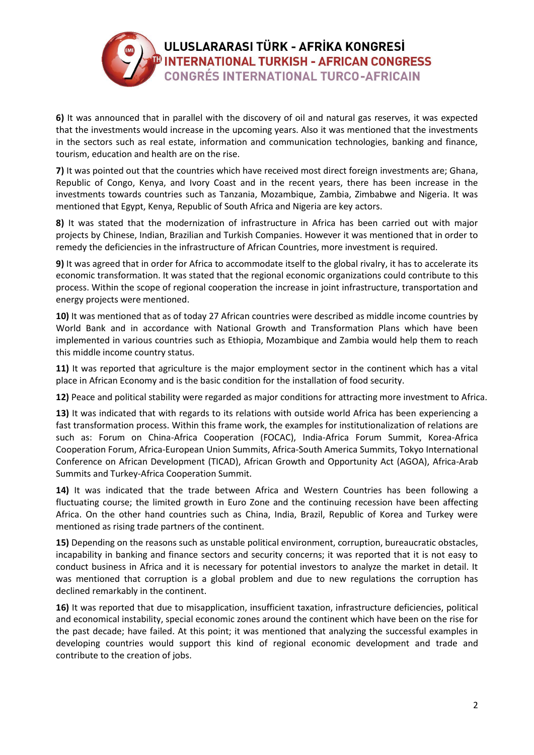**6)** It was announced that in parallel with the discovery of oil and natural gas reserves, it was expected that the investments would increase in the upcoming years. Also it was mentioned that the investments in the sectors such as real estate, information and communication technologies, banking and finance, tourism, education and health are on the rise.

**7)** It was pointed out that the countries which have received most direct foreign investments are; Ghana, Republic of Congo, Kenya, and Ivory Coast and in the recent years, there has been increase in the investments towards countries such as Tanzania, Mozambique, Zambia, Zimbabwe and Nigeria. It was mentioned that Egypt, Kenya, Republic of South Africa and Nigeria are key actors.

**8)** It was stated that the modernization of infrastructure in Africa has been carried out with major projects by Chinese, Indian, Brazilian and Turkish Companies. However it was mentioned that in order to remedy the deficiencies in the infrastructure of African Countries, more investment is required.

**9)** It was agreed that in order for Africa to accommodate itself to the global rivalry, it has to accelerate its economic transformation. It was stated that the regional economic organizations could contribute to this process. Within the scope of regional cooperation the increase in joint infrastructure, transportation and energy projects were mentioned.

**10)** It was mentioned that as of today 27 African countries were described as middle income countries by World Bank and in accordance with National Growth and Transformation Plans which have been implemented in various countries such as Ethiopia, Mozambique and Zambia would help them to reach this middle income country status.

**11)** It was reported that agriculture is the major employment sector in the continent which has a vital place in African Economy and is the basic condition for the installation of food security.

**12)** Peace and political stability were regarded as major conditions for attracting more investment to Africa.

**13)** It was indicated that with regards to its relations with outside world Africa has been experiencing a fast transformation process. Within this frame work, the examples for institutionalization of relations are such as: Forum on China-Africa Cooperation (FOCAC), India-Africa Forum Summit, Korea-Africa Cooperation Forum, Africa-European Union Summits, Africa-South America Summits, Tokyo International Conference on African Development (TICAD), African Growth and Opportunity Act (AGOA), Africa-Arab Summits and Turkey-Africa Cooperation Summit.

**14)** It was indicated that the trade between Africa and Western Countries has been following a fluctuating course; the limited growth in Euro Zone and the continuing recession have been affecting Africa. On the other hand countries such as China, India, Brazil, Republic of Korea and Turkey were mentioned as rising trade partners of the continent.

**15)** Depending on the reasons such as unstable political environment, corruption, bureaucratic obstacles, incapability in banking and finance sectors and security concerns; it was reported that it is not easy to conduct business in Africa and it is necessary for potential investors to analyze the market in detail. It was mentioned that corruption is a global problem and due to new regulations the corruption has declined remarkably in the continent.

**16)** It was reported that due to misapplication, insufficient taxation, infrastructure deficiencies, political and economical instability, special economic zones around the continent which have been on the rise for the past decade; have failed. At this point; it was mentioned that analyzing the successful examples in developing countries would support this kind of regional economic development and trade and contribute to the creation of jobs.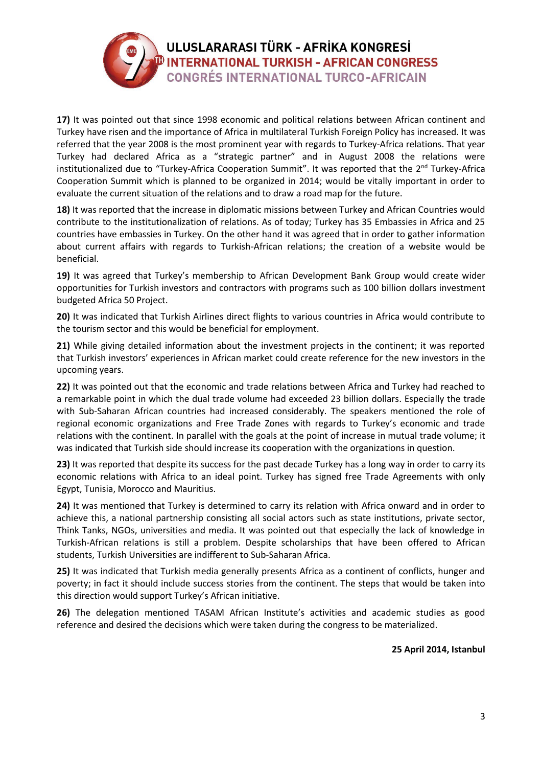**17)** It was pointed out that since 1998 economic and political relations between African continent and Turkey have risen and the importance of Africa in multilateral Turkish Foreign Policy has increased. It was referred that the year 2008 is the most prominent year with regards to Turkey-Africa relations. That year Turkey had declared Africa as a "strategic partner" and in August 2008 the relations were institutionalized due to "Turkey-Africa Cooperation Summit". It was reported that the 2nd Turkey-Africa Cooperation Summit which is planned to be organized in 2014; would be vitally important in order to evaluate the current situation of the relations and to draw a road map for the future.

**18)** It was reported that the increase in diplomatic missions between Turkey and African Countries would contribute to the institutionalization of relations. As of today; Turkey has 35 Embassies in Africa and 25 countries have embassies in Turkey. On the other hand it was agreed that in order to gather information about current affairs with regards to Turkish-African relations; the creation of a website would be beneficial.

**19)** It was agreed that Turkey's membership to African Development Bank Group would create wider opportunities for Turkish investors and contractors with programs such as 100 billion dollars investment budgeted Africa 50 Project.

**20)** It was indicated that Turkish Airlines direct flights to various countries in Africa would contribute to the tourism sector and this would be beneficial for employment.

**21)** While giving detailed information about the investment projects in the continent; it was reported that Turkish investors' experiences in African market could create reference for the new investors in the upcoming years.

**22)** It was pointed out that the economic and trade relations between Africa and Turkey had reached to a remarkable point in which the dual trade volume had exceeded 23 billion dollars. Especially the trade with Sub-Saharan African countries had increased considerably. The speakers mentioned the role of regional economic organizations and Free Trade Zones with regards to Turkey's economic and trade relations with the continent. In parallel with the goals at the point of increase in mutual trade volume; it was indicated that Turkish side should increase its cooperation with the organizations in question.

**23)** It was reported that despite its success for the past decade Turkey has a long way in order to carry its economic relations with Africa to an ideal point. Turkey has signed free Trade Agreements with only Egypt, Tunisia, Morocco and Mauritius.

**24)** It was mentioned that Turkey is determined to carry its relation with Africa onward and in order to achieve this, a national partnership consisting all social actors such as state institutions, private sector, Think Tanks, NGOs, universities and media. It was pointed out that especially the lack of knowledge in Turkish-African relations is still a problem. Despite scholarships that have been offered to African students, Turkish Universities are indifferent to Sub-Saharan Africa.

**25)** It was indicated that Turkish media generally presents Africa as a continent of conflicts, hunger and poverty; in fact it should include success stories from the continent. The steps that would be taken into this direction would support Turkey's African initiative.

**26)** The delegation mentioned TASAM African Institute's activities and academic studies as good reference and desired the decisions which were taken during the congress to be materialized.

**25 April 2014, Istanbul**